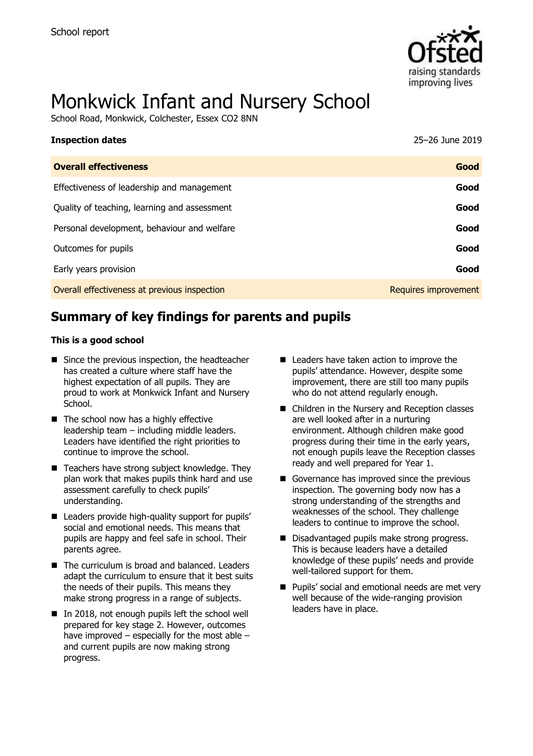School report

# Monkwick Infant and Nursery School

School Road, Monkwick, Colchester, Essex CO2 8NN

| **Inspection dates** | 25–26 June 2019 |
| --- | --- |
| **Overall effectiveness** | **Good** |
| Effectiveness of leadership and management | **Good** |
| Quality of teaching, learning and assessment | **Good** |
| Personal development, behaviour and welfare | **Good** |
| Outcomes for pupils | **Good** |
| Early years provision | **Good** |
| Overall effectiveness at previous inspection | Requires improvement |

## Summary of key findings for parents and pupils

**This is a good school**

- Since the previous inspection, the headteacher has created a culture where staff have the highest expectation of all pupils. They are proud to work at Monkwick Infant and Nursery School.
- The school now has a highly effective leadership team – including middle leaders. Leaders have identified the right priorities to continue to improve the school.
- Teachers have strong subject knowledge. They plan work that makes pupils think hard and use assessment carefully to check pupils' understanding.
- Leaders provide high-quality support for pupils' social and emotional needs. This means that pupils are happy and feel safe in school. Their parents agree.
- The curriculum is broad and balanced. Leaders adapt the curriculum to ensure that it best suits the needs of their pupils. This means they make strong progress in a range of subjects.
- In 2018, not enough pupils left the school well prepared for key stage 2. However, outcomes have improved – especially for the most able – and current pupils are now making strong progress.
- Leaders have taken action to improve the pupils' attendance. However, despite some improvement, there are still too many pupils who do not attend regularly enough.
- Children in the Nursery and Reception classes are well looked after in a nurturing environment. Although children make good progress during their time in the early years, not enough pupils leave the Reception classes ready and well prepared for Year 1.
- Governance has improved since the previous inspection. The governing body now has a strong understanding of the strengths and weaknesses of the school. They challenge leaders to continue to improve the school.
- Disadvantaged pupils make strong progress. This is because leaders have a detailed knowledge of these pupils' needs and provide well-tailored support for them.
- Pupils' social and emotional needs are met very well because of the wide-ranging provision leaders have in place.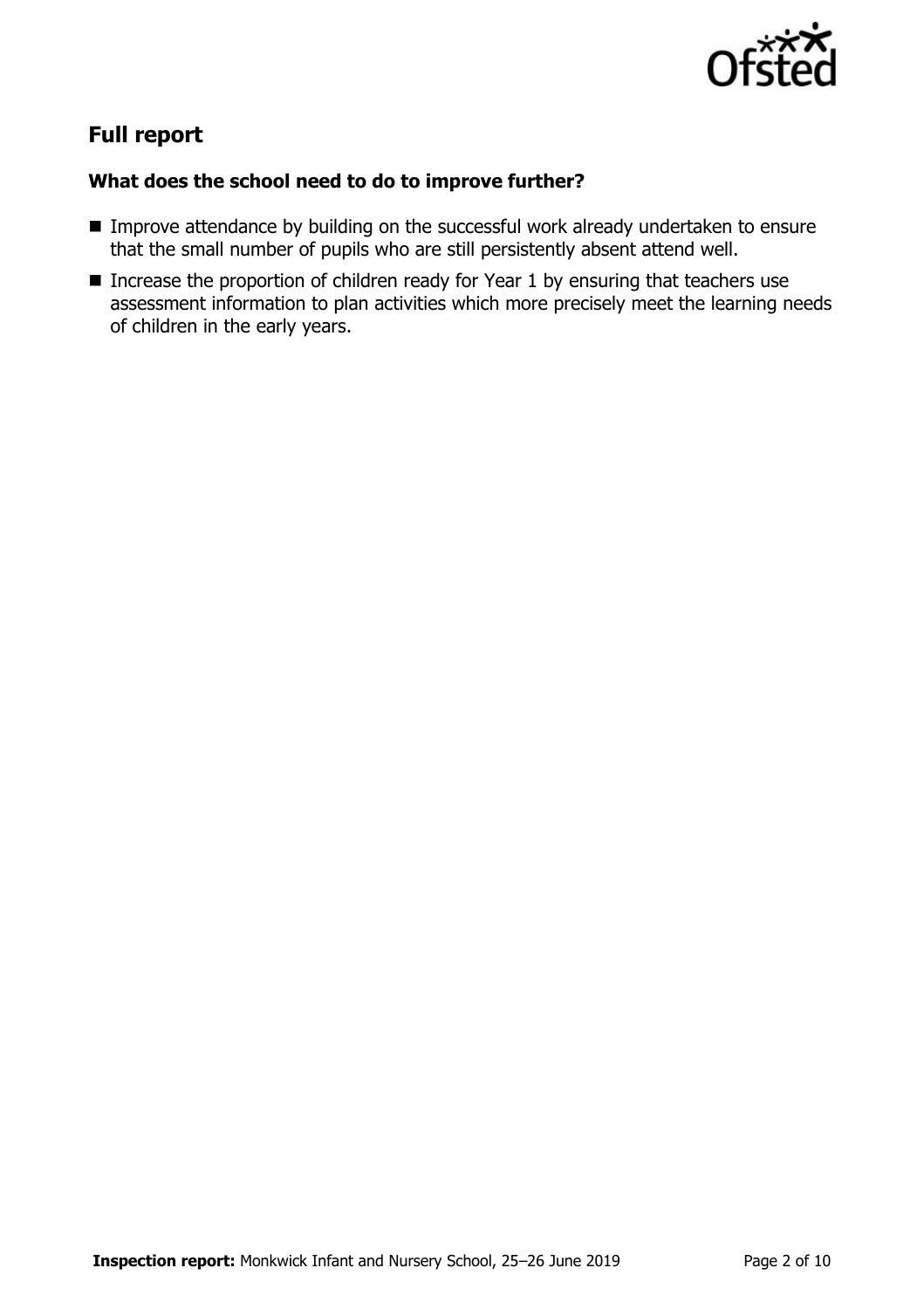## Full report

### What does the school need to do to improve further?

- Improve attendance by building on the successful work already undertaken to ensure that the small number of pupils who are still persistently absent attend well.
- Increase the proportion of children ready for Year 1 by ensuring that teachers use assessment information to plan activities which more precisely meet the learning needs of children in the early years.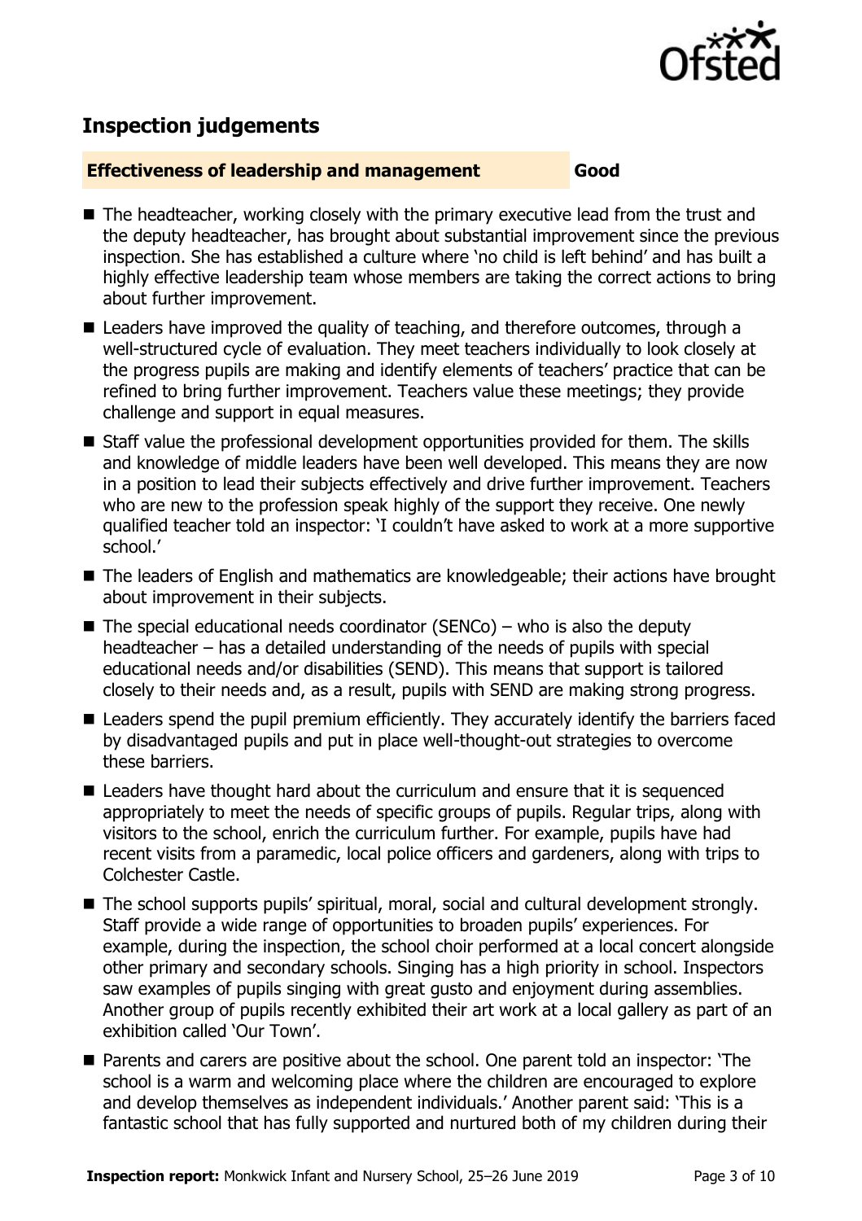## Inspection judgements

**Effectiveness of leadership and management** **Good**

- The headteacher, working closely with the primary executive lead from the trust and the deputy headteacher, has brought about substantial improvement since the previous inspection. She has established a culture where 'no child is left behind' and has built a highly effective leadership team whose members are taking the correct actions to bring about further improvement.
- Leaders have improved the quality of teaching, and therefore outcomes, through a well-structured cycle of evaluation. They meet teachers individually to look closely at the progress pupils are making and identify elements of teachers' practice that can be refined to bring further improvement. Teachers value these meetings; they provide challenge and support in equal measures.
- Staff value the professional development opportunities provided for them. The skills and knowledge of middle leaders have been well developed. This means they are now in a position to lead their subjects effectively and drive further improvement. Teachers who are new to the profession speak highly of the support they receive. One newly qualified teacher told an inspector: 'I couldn't have asked to work at a more supportive school.'
- The leaders of English and mathematics are knowledgeable; their actions have brought about improvement in their subjects.
- The special educational needs coordinator (SENCo) – who is also the deputy headteacher – has a detailed understanding of the needs of pupils with special educational needs and/or disabilities (SEND). This means that support is tailored closely to their needs and, as a result, pupils with SEND are making strong progress.
- Leaders spend the pupil premium efficiently. They accurately identify the barriers faced by disadvantaged pupils and put in place well-thought-out strategies to overcome these barriers.
- Leaders have thought hard about the curriculum and ensure that it is sequenced appropriately to meet the needs of specific groups of pupils. Regular trips, along with visitors to the school, enrich the curriculum further. For example, pupils have had recent visits from a paramedic, local police officers and gardeners, along with trips to Colchester Castle.
- The school supports pupils' spiritual, moral, social and cultural development strongly. Staff provide a wide range of opportunities to broaden pupils' experiences. For example, during the inspection, the school choir performed at a local concert alongside other primary and secondary schools. Singing has a high priority in school. Inspectors saw examples of pupils singing with great gusto and enjoyment during assemblies. Another group of pupils recently exhibited their art work at a local gallery as part of an exhibition called 'Our Town'.
- Parents and carers are positive about the school. One parent told an inspector: 'The school is a warm and welcoming place where the children are encouraged to explore and develop themselves as independent individuals.' Another parent said: 'This is a fantastic school that has fully supported and nurtured both of my children during their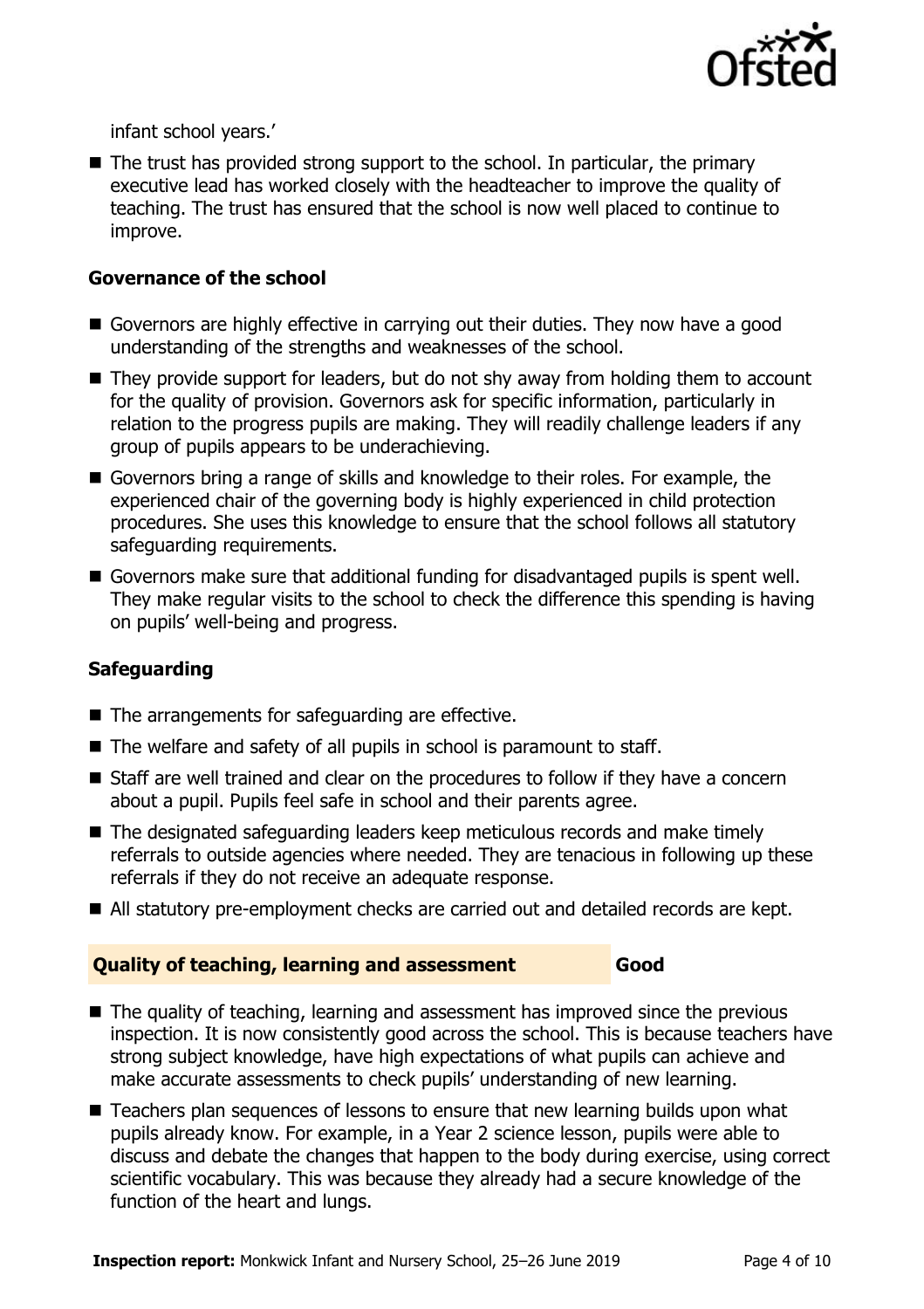infant school years.'

- The trust has provided strong support to the school. In particular, the primary executive lead has worked closely with the headteacher to improve the quality of teaching. The trust has ensured that the school is now well placed to continue to improve.

### Governance of the school

- Governors are highly effective in carrying out their duties. They now have a good understanding of the strengths and weaknesses of the school.
- They provide support for leaders, but do not shy away from holding them to account for the quality of provision. Governors ask for specific information, particularly in relation to the progress pupils are making. They will readily challenge leaders if any group of pupils appears to be underachieving.
- Governors bring a range of skills and knowledge to their roles. For example, the experienced chair of the governing body is highly experienced in child protection procedures. She uses this knowledge to ensure that the school follows all statutory safeguarding requirements.
- Governors make sure that additional funding for disadvantaged pupils is spent well. They make regular visits to the school to check the difference this spending is having on pupils' well-being and progress.

### Safeguarding

- The arrangements for safeguarding are effective.
- The welfare and safety of all pupils in school is paramount to staff.
- Staff are well trained and clear on the procedures to follow if they have a concern about a pupil. Pupils feel safe in school and their parents agree.
- The designated safeguarding leaders keep meticulous records and make timely referrals to outside agencies where needed. They are tenacious in following up these referrals if they do not receive an adequate response.
- All statutory pre-employment checks are carried out and detailed records are kept.

## Quality of teaching, learning and assessment — Good

- The quality of teaching, learning and assessment has improved since the previous inspection. It is now consistently good across the school. This is because teachers have strong subject knowledge, have high expectations of what pupils can achieve and make accurate assessments to check pupils' understanding of new learning.
- Teachers plan sequences of lessons to ensure that new learning builds upon what pupils already know. For example, in a Year 2 science lesson, pupils were able to discuss and debate the changes that happen to the body during exercise, using correct scientific vocabulary. This was because they already had a secure knowledge of the function of the heart and lungs.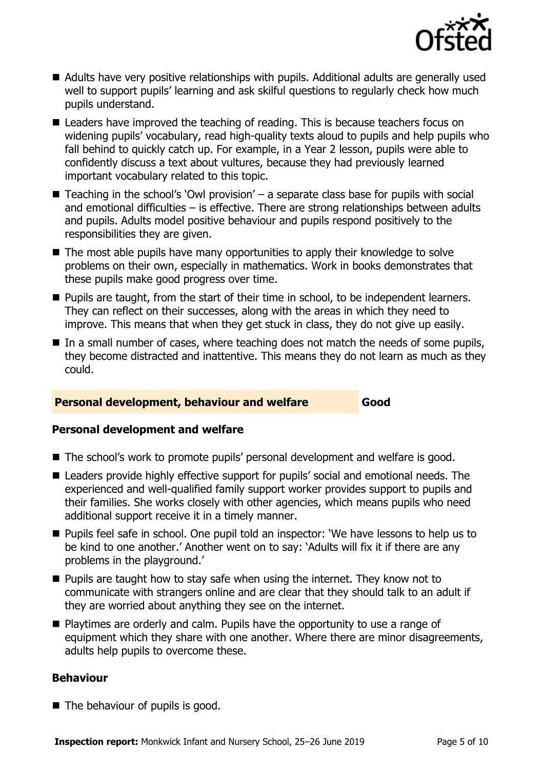- Adults have very positive relationships with pupils. Additional adults are generally used well to support pupils' learning and ask skilful questions to regularly check how much pupils understand.
- Leaders have improved the teaching of reading. This is because teachers focus on widening pupils' vocabulary, read high-quality texts aloud to pupils and help pupils who fall behind to quickly catch up. For example, in a Year 2 lesson, pupils were able to confidently discuss a text about vultures, because they had previously learned important vocabulary related to this topic.
- Teaching in the school's 'Owl provision' – a separate class base for pupils with social and emotional difficulties – is effective. There are strong relationships between adults and pupils. Adults model positive behaviour and pupils respond positively to the responsibilities they are given.
- The most able pupils have many opportunities to apply their knowledge to solve problems on their own, especially in mathematics. Work in books demonstrates that these pupils make good progress over time.
- Pupils are taught, from the start of their time in school, to be independent learners. They can reflect on their successes, along with the areas in which they need to improve. This means that when they get stuck in class, they do not give up easily.
- In a small number of cases, where teaching does not match the needs of some pupils, they become distracted and inattentive. This means they do not learn as much as they could.

## Personal development, behaviour and welfare — Good

### Personal development and welfare

- The school's work to promote pupils' personal development and welfare is good.
- Leaders provide highly effective support for pupils' social and emotional needs. The experienced and well-qualified family support worker provides support to pupils and their families. She works closely with other agencies, which means pupils who need additional support receive it in a timely manner.
- Pupils feel safe in school. One pupil told an inspector: 'We have lessons to help us to be kind to one another.' Another went on to say: 'Adults will fix it if there are any problems in the playground.'
- Pupils are taught how to stay safe when using the internet. They know not to communicate with strangers online and are clear that they should talk to an adult if they are worried about anything they see on the internet.
- Playtimes are orderly and calm. Pupils have the opportunity to use a range of equipment which they share with one another. Where there are minor disagreements, adults help pupils to overcome these.

### Behaviour

- The behaviour of pupils is good.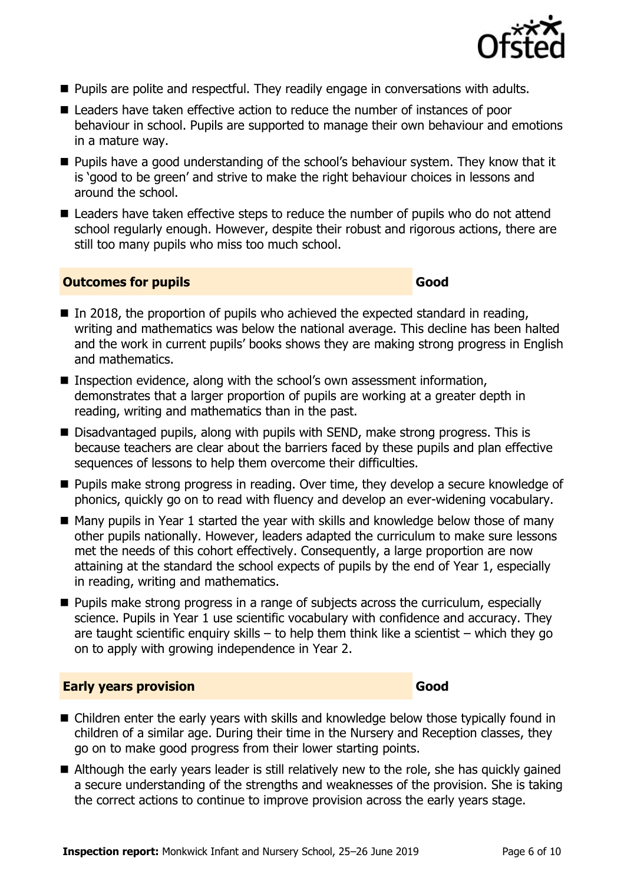- Pupils are polite and respectful. They readily engage in conversations with adults.
- Leaders have taken effective action to reduce the number of instances of poor behaviour in school. Pupils are supported to manage their own behaviour and emotions in a mature way.
- Pupils have a good understanding of the school's behaviour system. They know that it is 'good to be green' and strive to make the right behaviour choices in lessons and around the school.
- Leaders have taken effective steps to reduce the number of pupils who do not attend school regularly enough. However, despite their robust and rigorous actions, there are still too many pupils who miss too much school.

## Outcomes for pupils — Good

- In 2018, the proportion of pupils who achieved the expected standard in reading, writing and mathematics was below the national average. This decline has been halted and the work in current pupils' books shows they are making strong progress in English and mathematics.
- Inspection evidence, along with the school's own assessment information, demonstrates that a larger proportion of pupils are working at a greater depth in reading, writing and mathematics than in the past.
- Disadvantaged pupils, along with pupils with SEND, make strong progress. This is because teachers are clear about the barriers faced by these pupils and plan effective sequences of lessons to help them overcome their difficulties.
- Pupils make strong progress in reading. Over time, they develop a secure knowledge of phonics, quickly go on to read with fluency and develop an ever-widening vocabulary.
- Many pupils in Year 1 started the year with skills and knowledge below those of many other pupils nationally. However, leaders adapted the curriculum to make sure lessons met the needs of this cohort effectively. Consequently, a large proportion are now attaining at the standard the school expects of pupils by the end of Year 1, especially in reading, writing and mathematics.
- Pupils make strong progress in a range of subjects across the curriculum, especially science. Pupils in Year 1 use scientific vocabulary with confidence and accuracy. They are taught scientific enquiry skills – to help them think like a scientist – which they go on to apply with growing independence in Year 2.

## Early years provision — Good

- Children enter the early years with skills and knowledge below those typically found in children of a similar age. During their time in the Nursery and Reception classes, they go on to make good progress from their lower starting points.
- Although the early years leader is still relatively new to the role, she has quickly gained a secure understanding of the strengths and weaknesses of the provision. She is taking the correct actions to continue to improve provision across the early years stage.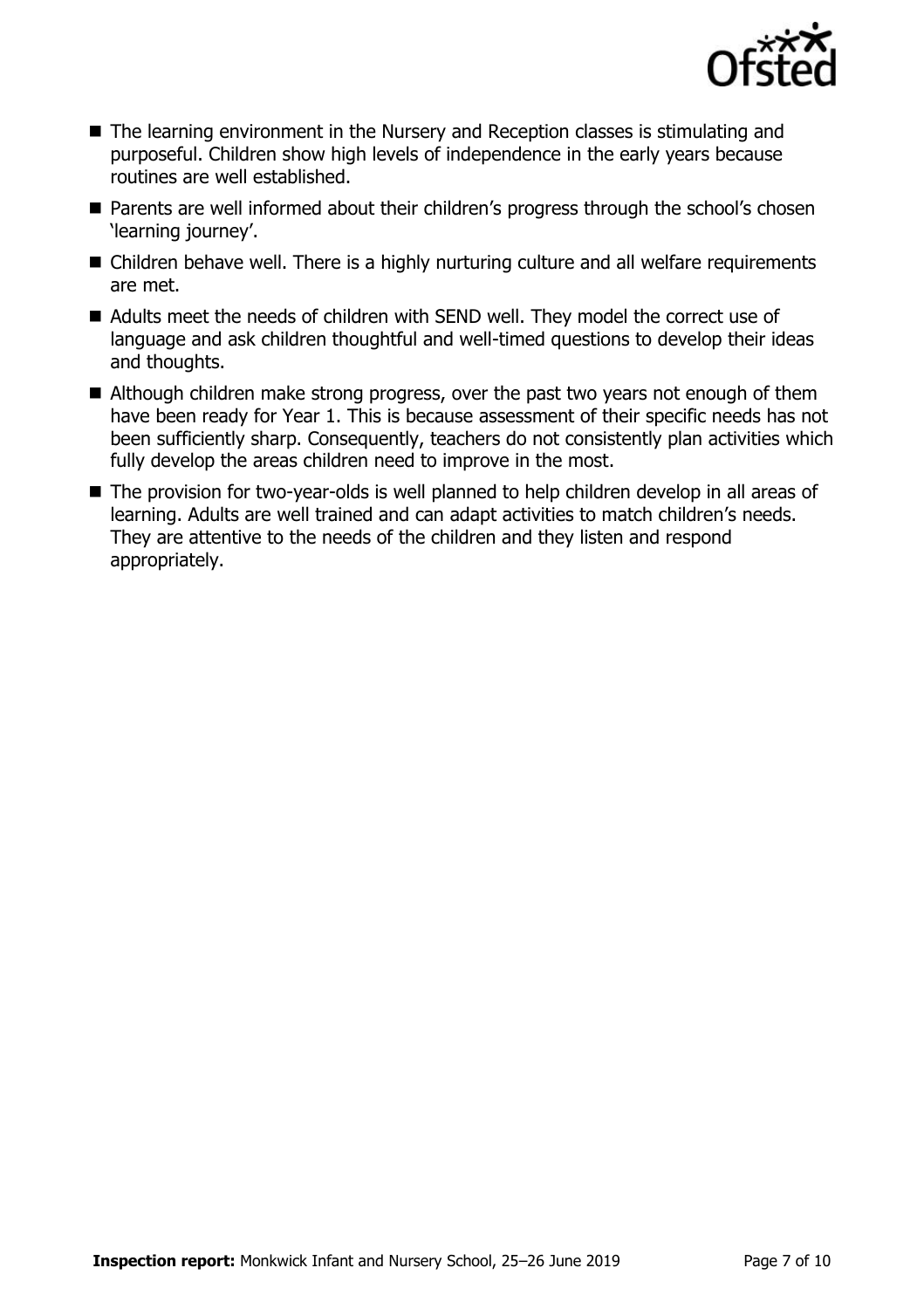- The learning environment in the Nursery and Reception classes is stimulating and purposeful. Children show high levels of independence in the early years because routines are well established.
- Parents are well informed about their children's progress through the school's chosen 'learning journey'.
- Children behave well. There is a highly nurturing culture and all welfare requirements are met.
- Adults meet the needs of children with SEND well. They model the correct use of language and ask children thoughtful and well-timed questions to develop their ideas and thoughts.
- Although children make strong progress, over the past two years not enough of them have been ready for Year 1. This is because assessment of their specific needs has not been sufficiently sharp. Consequently, teachers do not consistently plan activities which fully develop the areas children need to improve in the most.
- The provision for two-year-olds is well planned to help children develop in all areas of learning. Adults are well trained and can adapt activities to match children's needs. They are attentive to the needs of the children and they listen and respond appropriately.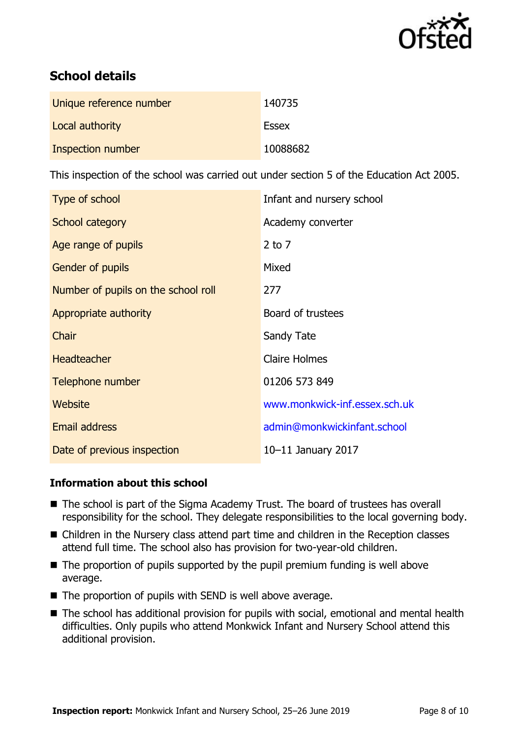## School details

| | |
|---|---|
| Unique reference number | 140735 |
| Local authority | Essex |
| Inspection number | 10088682 |

This inspection of the school was carried out under section 5 of the Education Act 2005.

| | |
|---|---|
| Type of school | Infant and nursery school |
| School category | Academy converter |
| Age range of pupils | 2 to 7 |
| Gender of pupils | Mixed |
| Number of pupils on the school roll | 277 |
| Appropriate authority | Board of trustees |
| Chair | Sandy Tate |
| Headteacher | Claire Holmes |
| Telephone number | 01206 573 849 |
| Website | www.monkwick-inf.essex.sch.uk |
| Email address | admin@monkwickinfant.school |
| Date of previous inspection | 10–11 January 2017 |

### Information about this school

- The school is part of the Sigma Academy Trust. The board of trustees has overall responsibility for the school. They delegate responsibilities to the local governing body.
- Children in the Nursery class attend part time and children in the Reception classes attend full time. The school also has provision for two-year-old children.
- The proportion of pupils supported by the pupil premium funding is well above average.
- The proportion of pupils with SEND is well above average.
- The school has additional provision for pupils with social, emotional and mental health difficulties. Only pupils who attend Monkwick Infant and Nursery School attend this additional provision.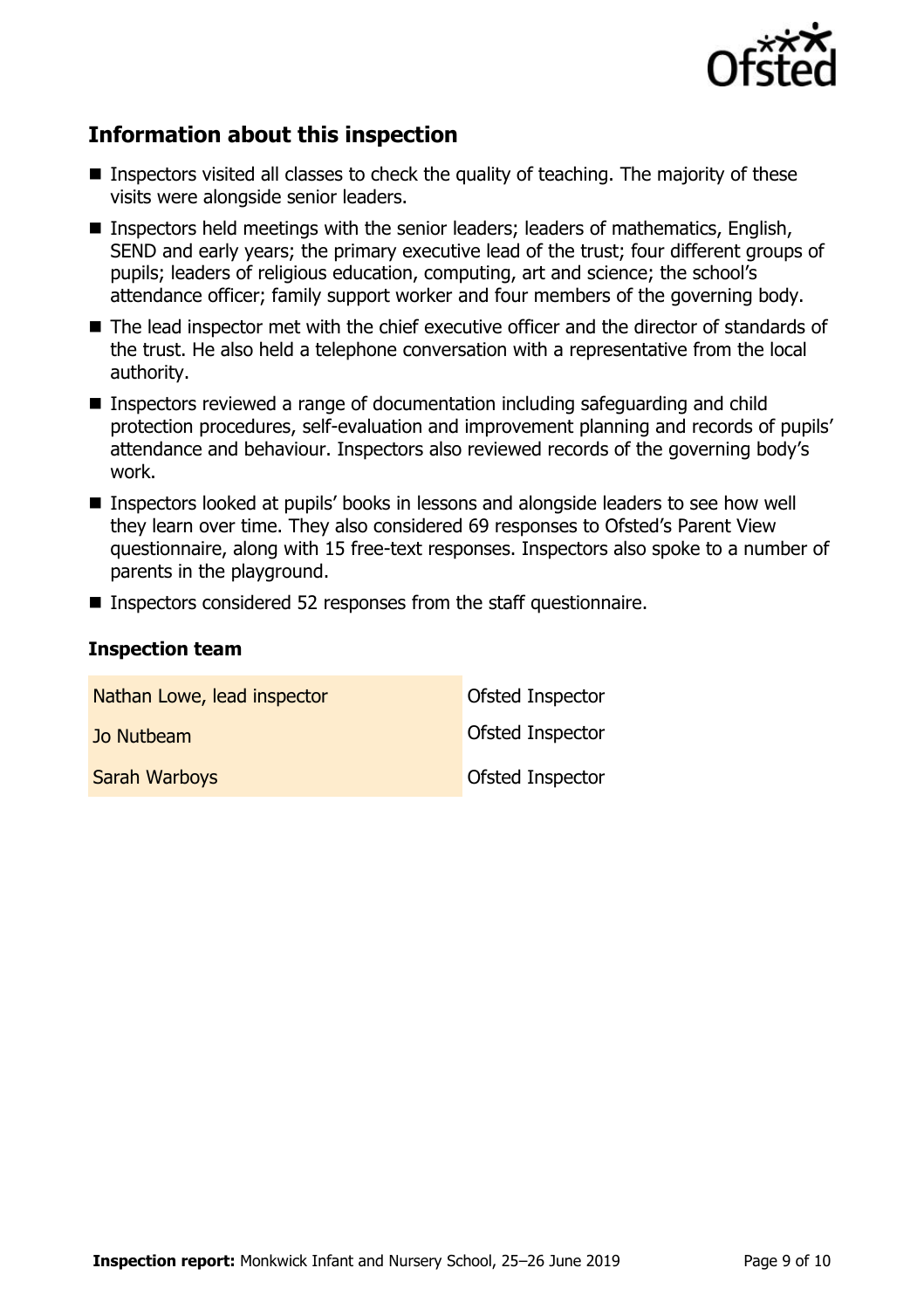## Information about this inspection

- Inspectors visited all classes to check the quality of teaching. The majority of these visits were alongside senior leaders.
- Inspectors held meetings with the senior leaders; leaders of mathematics, English, SEND and early years; the primary executive lead of the trust; four different groups of pupils; leaders of religious education, computing, art and science; the school's attendance officer; family support worker and four members of the governing body.
- The lead inspector met with the chief executive officer and the director of standards of the trust. He also held a telephone conversation with a representative from the local authority.
- Inspectors reviewed a range of documentation including safeguarding and child protection procedures, self-evaluation and improvement planning and records of pupils' attendance and behaviour. Inspectors also reviewed records of the governing body's work.
- Inspectors looked at pupils' books in lessons and alongside leaders to see how well they learn over time. They also considered 69 responses to Ofsted's Parent View questionnaire, along with 15 free-text responses. Inspectors also spoke to a number of parents in the playground.
- Inspectors considered 52 responses from the staff questionnaire.

### Inspection team

| | |
| --- | --- |
| Nathan Lowe, lead inspector | Ofsted Inspector |
| Jo Nutbeam | Ofsted Inspector |
| Sarah Warboys | Ofsted Inspector |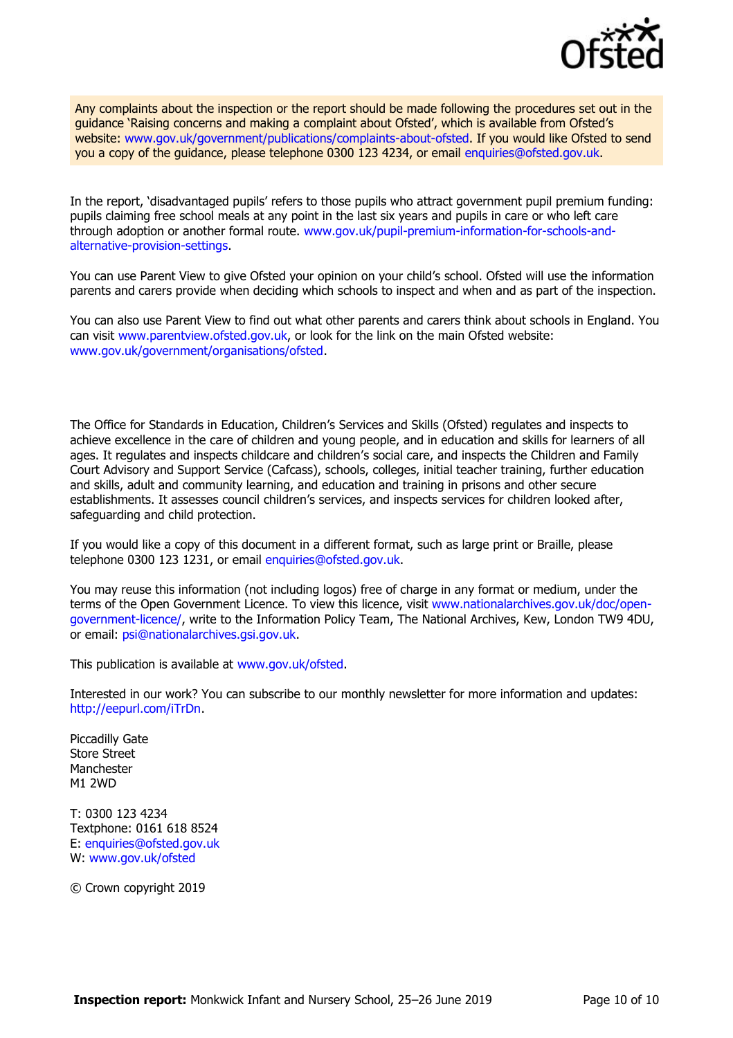Any complaints about the inspection or the report should be made following the procedures set out in the guidance 'Raising concerns and making a complaint about Ofsted', which is available from Ofsted's website: www.gov.uk/government/publications/complaints-about-ofsted. If you would like Ofsted to send you a copy of the guidance, please telephone 0300 123 4234, or email enquiries@ofsted.gov.uk.

In the report, 'disadvantaged pupils' refers to those pupils who attract government pupil premium funding: pupils claiming free school meals at any point in the last six years and pupils in care or who left care through adoption or another formal route. www.gov.uk/pupil-premium-information-for-schools-and-alternative-provision-settings.

You can use Parent View to give Ofsted your opinion on your child's school. Ofsted will use the information parents and carers provide when deciding which schools to inspect and when and as part of the inspection.

You can also use Parent View to find out what other parents and carers think about schools in England. You can visit www.parentview.ofsted.gov.uk, or look for the link on the main Ofsted website: www.gov.uk/government/organisations/ofsted.

The Office for Standards in Education, Children's Services and Skills (Ofsted) regulates and inspects to achieve excellence in the care of children and young people, and in education and skills for learners of all ages. It regulates and inspects childcare and children's social care, and inspects the Children and Family Court Advisory and Support Service (Cafcass), schools, colleges, initial teacher training, further education and skills, adult and community learning, and education and training in prisons and other secure establishments. It assesses council children's services, and inspects services for children looked after, safeguarding and child protection.

If you would like a copy of this document in a different format, such as large print or Braille, please telephone 0300 123 1231, or email enquiries@ofsted.gov.uk.

You may reuse this information (not including logos) free of charge in any format or medium, under the terms of the Open Government Licence. To view this licence, visit www.nationalarchives.gov.uk/doc/open-government-licence/, write to the Information Policy Team, The National Archives, Kew, London TW9 4DU, or email: psi@nationalarchives.gsi.gov.uk.

This publication is available at www.gov.uk/ofsted.

Interested in our work? You can subscribe to our monthly newsletter for more information and updates: http://eepurl.com/iTrDn.

Piccadilly Gate  
Store Street  
Manchester  
M1 2WD

T: 0300 123 4234  
Textphone: 0161 618 8524  
E: enquiries@ofsted.gov.uk  
W: www.gov.uk/ofsted

© Crown copyright 2019